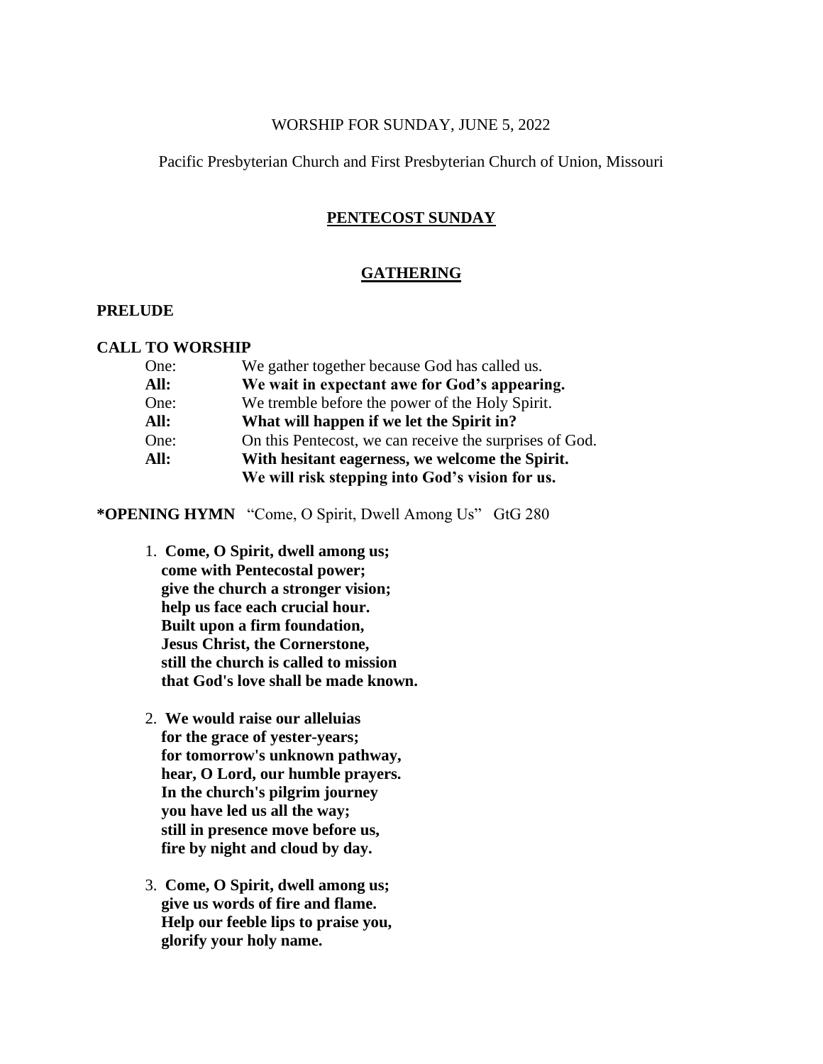WORSHIP FOR SUNDAY, JUNE 5, 2022

Pacific Presbyterian Church and First Presbyterian Church of Union, Missouri

## PENTECOST SUNDAY

## GATHERING

**PRELUDE**

**CALL TO WORSHIP**

One: We gather together because God has called us.
**All: We wait in expectant awe for God's appearing.**
One: We tremble before the power of the Holy Spirit.
**All: What will happen if we let the Spirit in?**
One: On this Pentecost, we can receive the surprises of God.
**All: With hesitant eagerness, we welcome the Spirit.**
**We will risk stepping into God's vision for us.**

**\*OPENING HYMN** "Come, O Spirit, Dwell Among Us" GtG 280

1. **Come, O Spirit, dwell among us;**
   **come with Pentecostal power;**
   **give the church a stronger vision;**
   **help us face each crucial hour.**
   **Built upon a firm foundation,**
   **Jesus Christ, the Cornerstone,**
   **still the church is called to mission**
   **that God's love shall be made known.**

2. **We would raise our alleluias**
   **for the grace of yester-years;**
   **for tomorrow's unknown pathway,**
   **hear, O Lord, our humble prayers.**
   **In the church's pilgrim journey**
   **you have led us all the way;**
   **still in presence move before us,**
   **fire by night and cloud by day.**

3. **Come, O Spirit, dwell among us;**
   **give us words of fire and flame.**
   **Help our feeble lips to praise you,**
   **glorify your holy name.**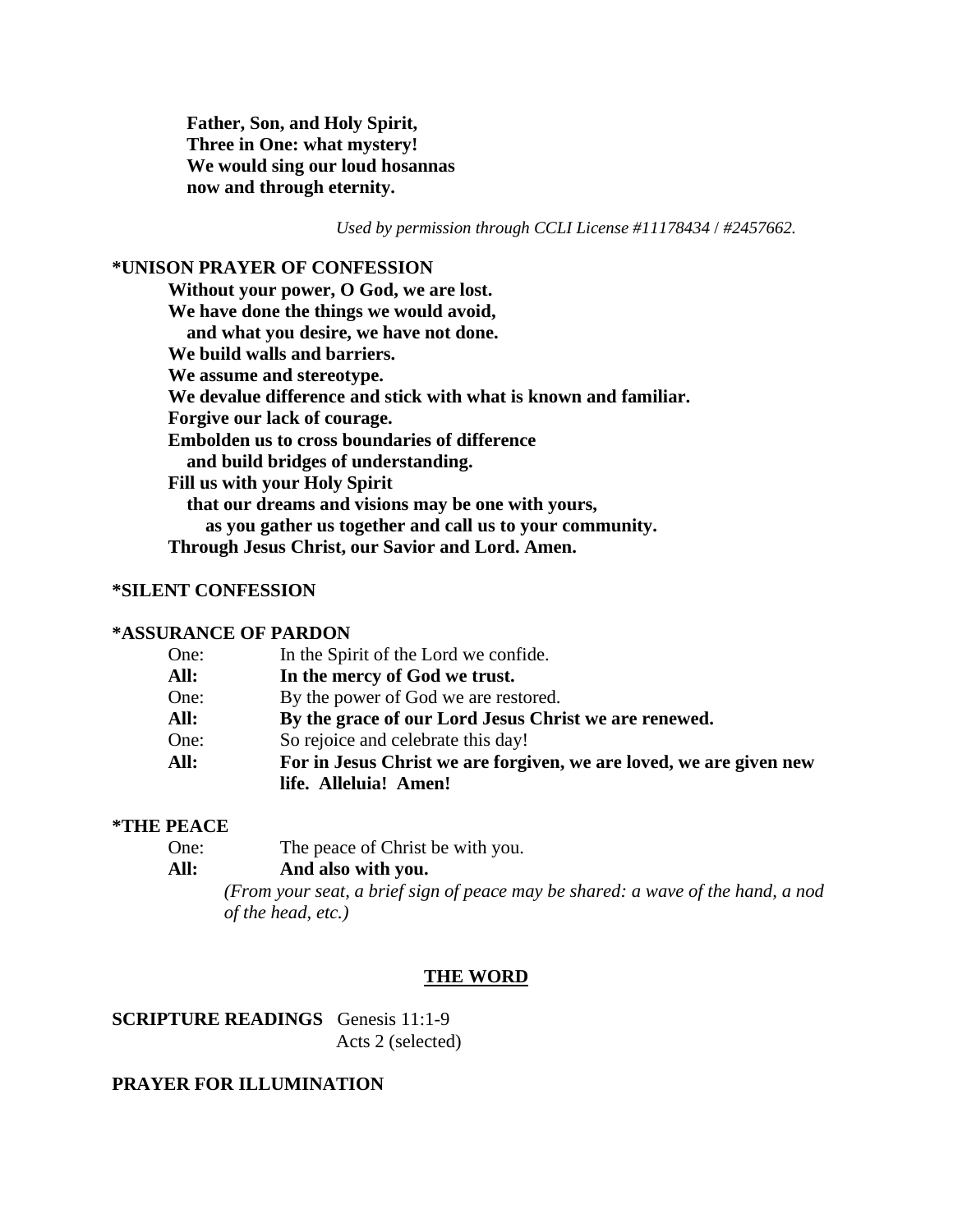**Father, Son, and Holy Spirit,**
**Three in One: what mystery!**
**We would sing our loud hosannas**
**now and through eternity.**

*Used by permission through CCLI License #11178434 / #2457662.*

**\*UNISON PRAYER OF CONFESSION**

**Without your power, O God, we are lost.**
**We have done the things we would avoid,**
**and what you desire, we have not done.**
**We build walls and barriers.**
**We assume and stereotype.**
**We devalue difference and stick with what is known and familiar.**
**Forgive our lack of courage.**
**Embolden us to cross boundaries of difference**
**and build bridges of understanding.**
**Fill us with your Holy Spirit**
**that our dreams and visions may be one with yours,**
**as you gather us together and call us to your community.**
**Through Jesus Christ, our Savior and Lord. Amen.**

**\*SILENT CONFESSION**

**\*ASSURANCE OF PARDON**

One: In the Spirit of the Lord we confide.
**All: In the mercy of God we trust.**
One: By the power of God we are restored.
**All: By the grace of our Lord Jesus Christ we are renewed.**
One: So rejoice and celebrate this day!
**All: For in Jesus Christ we are forgiven, we are loved, we are given new life. Alleluia! Amen!**

**\*THE PEACE**

One: The peace of Christ be with you.
**All: And also with you.**

*(From your seat, a brief sign of peace may be shared: a wave of the hand, a nod of the head, etc.)*

## THE WORD

**SCRIPTURE READINGS** Genesis 11:1-9
Acts 2 (selected)

**PRAYER FOR ILLUMINATION**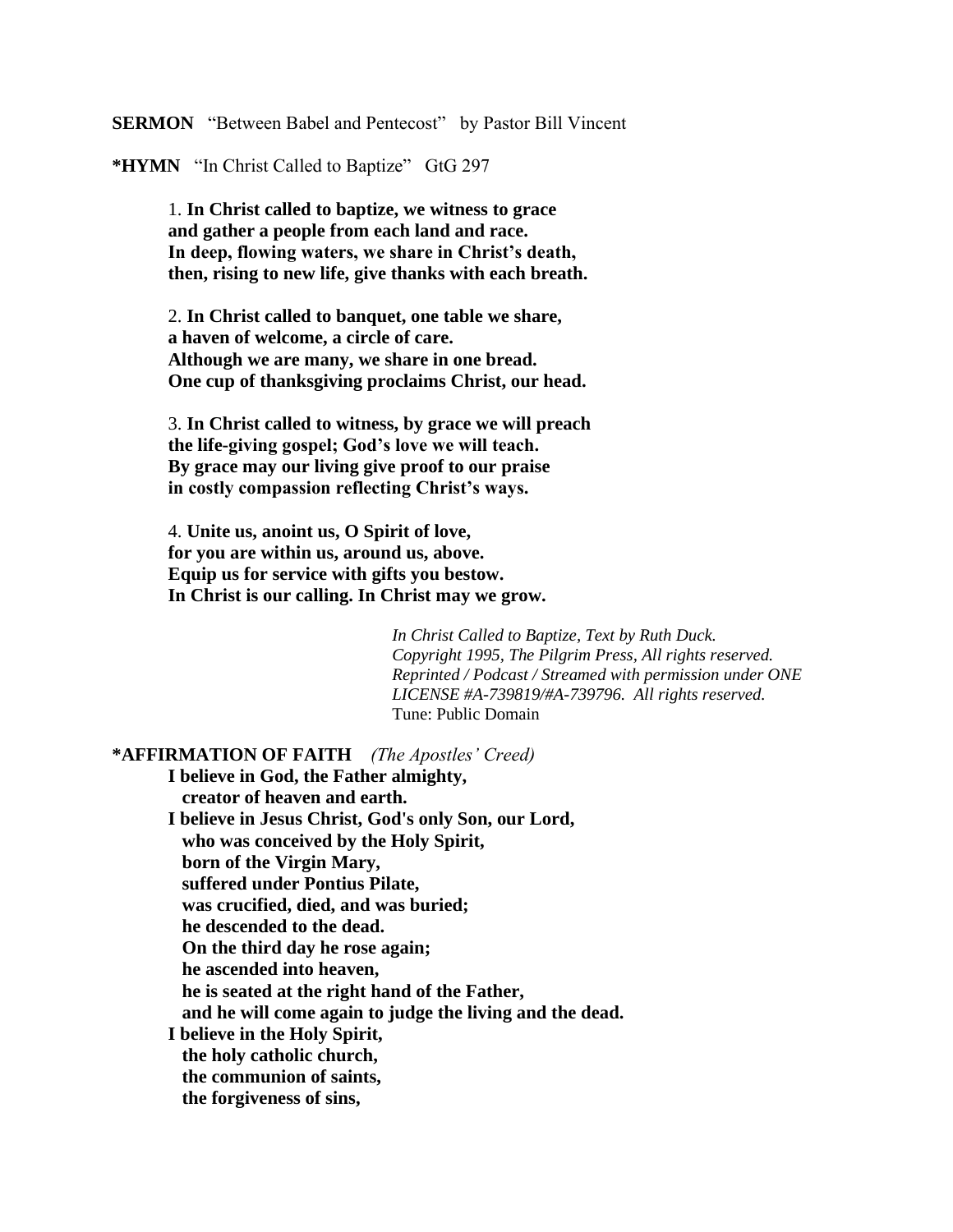**SERMON** "Between Babel and Pentecost" by Pastor Bill Vincent

**\*HYMN** "In Christ Called to Baptize" GtG 297

1. **In Christ called to baptize, we witness to grace**
**and gather a people from each land and race.**
**In deep, flowing waters, we share in Christ's death,**
**then, rising to new life, give thanks with each breath.**

2. **In Christ called to banquet, one table we share,**
**a haven of welcome, a circle of care.**
**Although we are many, we share in one bread.**
**One cup of thanksgiving proclaims Christ, our head.**

3. **In Christ called to witness, by grace we will preach**
**the life-giving gospel; God's love we will teach.**
**By grace may our living give proof to our praise**
**in costly compassion reflecting Christ's ways.**

4. **Unite us, anoint us, O Spirit of love,**
**for you are within us, around us, above.**
**Equip us for service with gifts you bestow.**
**In Christ is our calling. In Christ may we grow.**

*In Christ Called to Baptize, Text by Ruth Duck.*
*Copyright 1995, The Pilgrim Press, All rights reserved.*
*Reprinted / Podcast / Streamed with permission under ONE LICENSE #A-739819/#A-739796. All rights reserved.*
Tune: Public Domain

**\*AFFIRMATION OF FAITH** *(The Apostles' Creed)*

**I believe in God, the Father almighty,**
**creator of heaven and earth.**
**I believe in Jesus Christ, God's only Son, our Lord,**
**who was conceived by the Holy Spirit,**
**born of the Virgin Mary,**
**suffered under Pontius Pilate,**
**was crucified, died, and was buried;**
**he descended to the dead.**
**On the third day he rose again;**
**he ascended into heaven,**
**he is seated at the right hand of the Father,**
**and he will come again to judge the living and the dead.**
**I believe in the Holy Spirit,**
**the holy catholic church,**
**the communion of saints,**
**the forgiveness of sins,**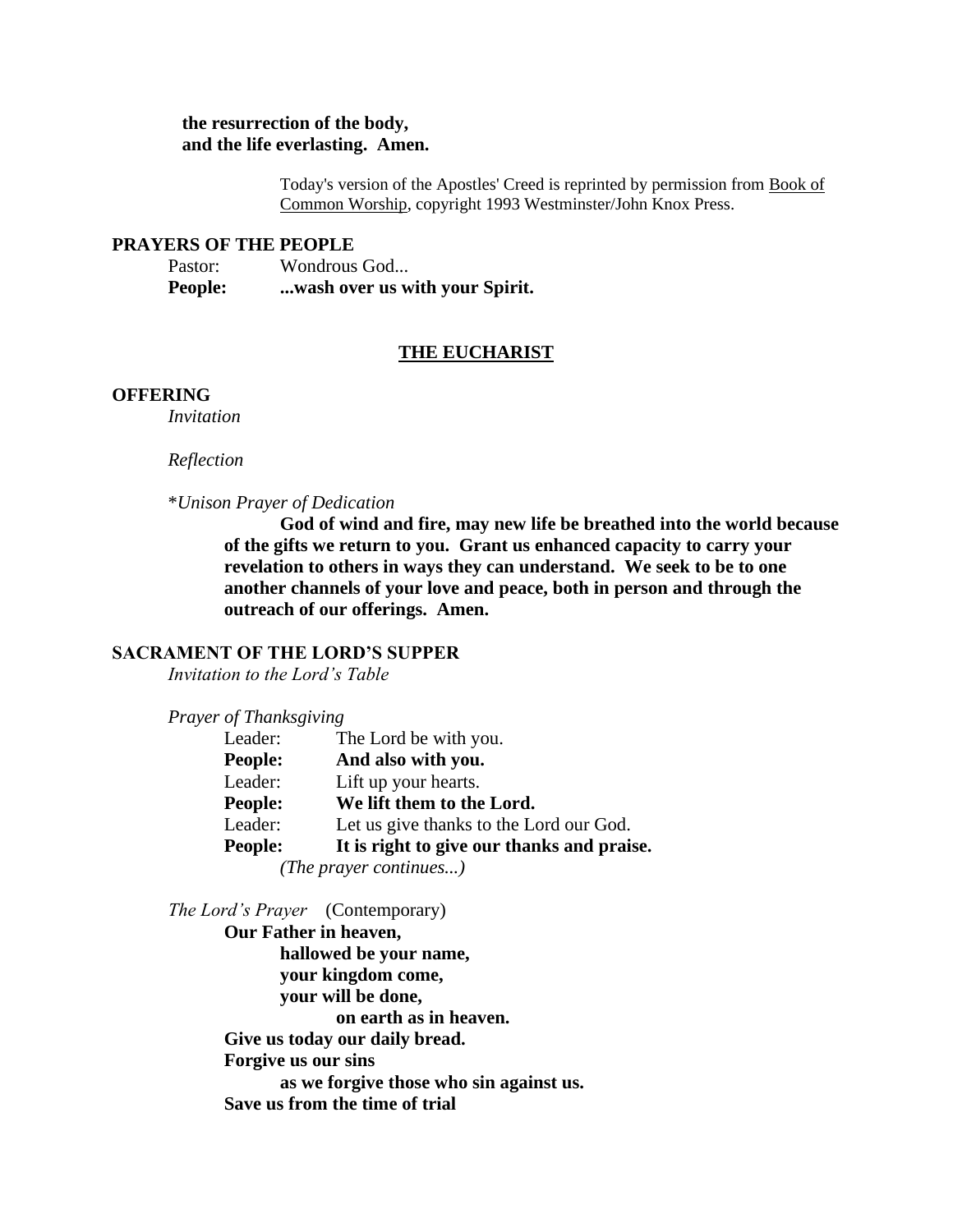**the resurrection of the body,**
**and the life everlasting. Amen.**

Today's version of the Apostles' Creed is reprinted by permission from Book of Common Worship, copyright 1993 Westminster/John Knox Press.

**PRAYERS OF THE PEOPLE**

Pastor: Wondrous God...
**People: ...wash over us with your Spirit.**

## THE EUCHARIST

**OFFERING**

*Invitation*

*Reflection*

\**Unison Prayer of Dedication*

**God of wind and fire, may new life be breathed into the world because of the gifts we return to you. Grant us enhanced capacity to carry your revelation to others in ways they can understand. We seek to be to one another channels of your love and peace, both in person and through the outreach of our offerings. Amen.**

**SACRAMENT OF THE LORD'S SUPPER**

*Invitation to the Lord's Table*

*Prayer of Thanksgiving*

Leader: The Lord be with you.
**People: And also with you.**
Leader: Lift up your hearts.
**People: We lift them to the Lord.**
Leader: Let us give thanks to the Lord our God.
**People: It is right to give our thanks and praise.**
*(The prayer continues...)*

*The Lord's Prayer* (Contemporary)

**Our Father in heaven,**
**hallowed be your name,**
**your kingdom come,**
**your will be done,**
**on earth as in heaven.**
**Give us today our daily bread.**
**Forgive us our sins**
**as we forgive those who sin against us.**
**Save us from the time of trial**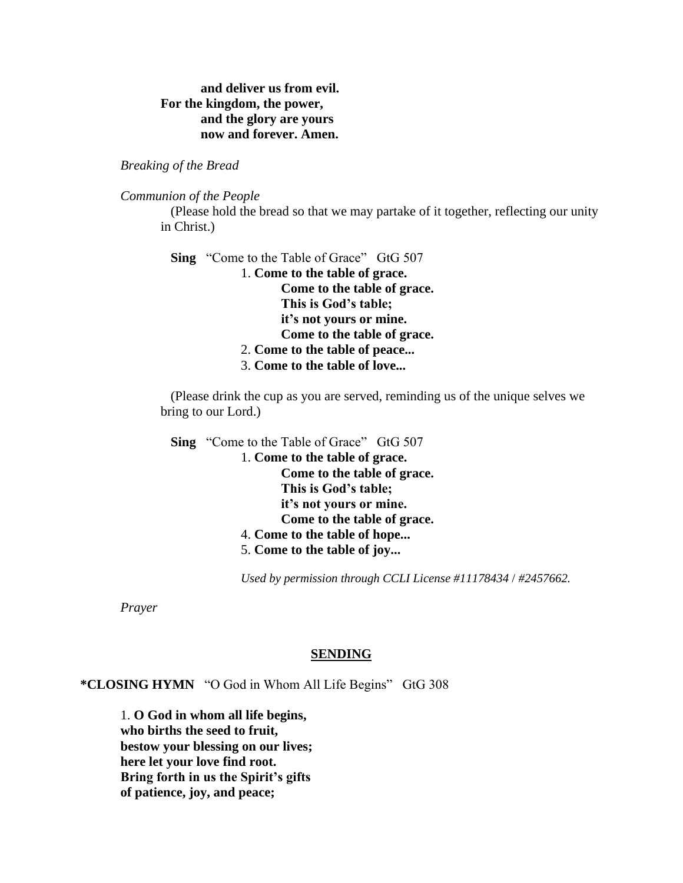**and deliver us from evil.**
**For the kingdom, the power,**
**and the glory are yours**
**now and forever. Amen.**

*Breaking of the Bread*

*Communion of the People*

(Please hold the bread so that we may partake of it together, reflecting our unity in Christ.)

**Sing** "Come to the Table of Grace" GtG 507

1. **Come to the table of grace.**
**Come to the table of grace.**
**This is God's table;**
**it's not yours or mine.**
**Come to the table of grace.**
2. **Come to the table of peace...**
3. **Come to the table of love...**

(Please drink the cup as you are served, reminding us of the unique selves we bring to our Lord.)

**Sing** "Come to the Table of Grace" GtG 507

1. **Come to the table of grace.**
**Come to the table of grace.**
**This is God's table;**
**it's not yours or mine.**
**Come to the table of grace.**
4. **Come to the table of hope...**
5. **Come to the table of joy...**

*Used by permission through CCLI License #11178434 / #2457662.*

*Prayer*

## SENDING

**\*CLOSING HYMN** "O God in Whom All Life Begins" GtG 308

1. **O God in whom all life begins,**
**who births the seed to fruit,**
**bestow your blessing on our lives;**
**here let your love find root.**
**Bring forth in us the Spirit's gifts**
**of patience, joy, and peace;**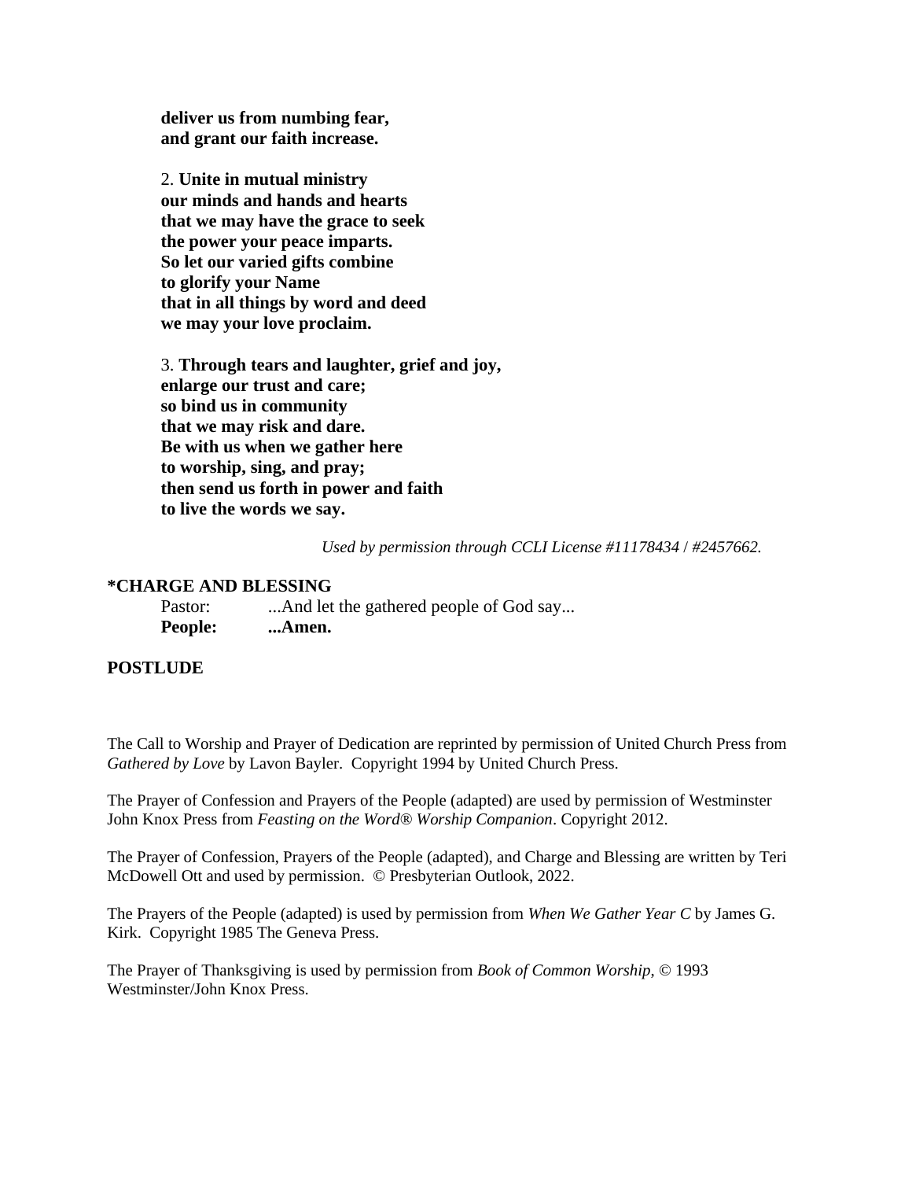**deliver us from numbing fear,**
**and grant our faith increase.**

2. **Unite in mutual ministry**
**our minds and hands and hearts**
**that we may have the grace to seek**
**the power your peace imparts.**
**So let our varied gifts combine**
**to glorify your Name**
**that in all things by word and deed**
**we may your love proclaim.**

3. **Through tears and laughter, grief and joy,**
**enlarge our trust and care;**
**so bind us in community**
**that we may risk and dare.**
**Be with us when we gather here**
**to worship, sing, and pray;**
**then send us forth in power and faith**
**to live the words we say.**

*Used by permission through CCLI License #11178434 / #2457662.*

**\*CHARGE AND BLESSING**

Pastor: ...And let the gathered people of God say...
**People: ...Amen.**

**POSTLUDE**

The Call to Worship and Prayer of Dedication are reprinted by permission of United Church Press from *Gathered by Love* by Lavon Bayler. Copyright 1994 by United Church Press.

The Prayer of Confession and Prayers of the People (adapted) are used by permission of Westminster John Knox Press from *Feasting on the Word® Worship Companion*. Copyright 2012.

The Prayer of Confession, Prayers of the People (adapted), and Charge and Blessing are written by Teri McDowell Ott and used by permission. © Presbyterian Outlook, 2022.

The Prayers of the People (adapted) is used by permission from *When We Gather Year C* by James G. Kirk. Copyright 1985 The Geneva Press.

The Prayer of Thanksgiving is used by permission from *Book of Common Worship*, © 1993 Westminster/John Knox Press.